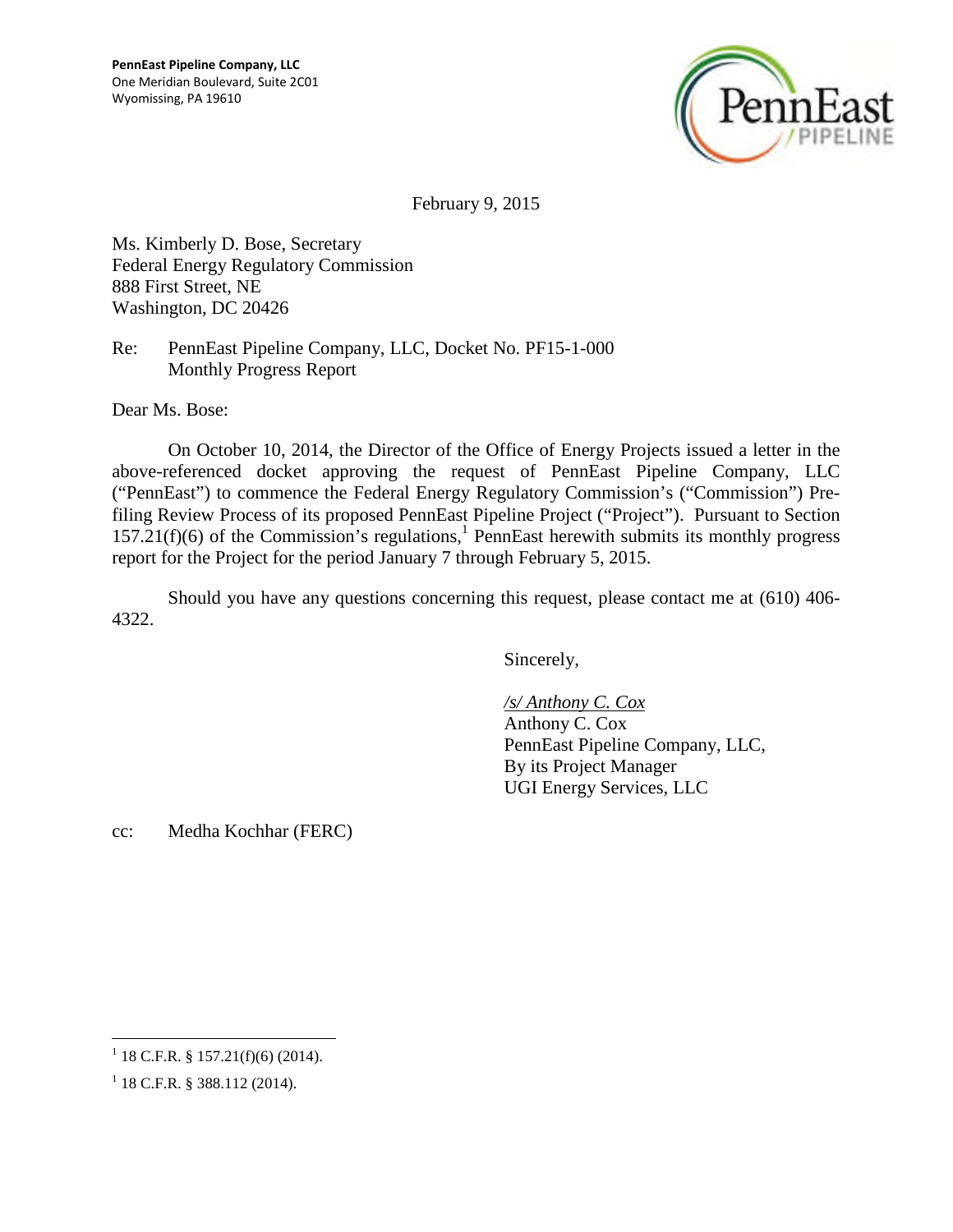**PennEast Pipeline Company, LLC**
One Meridian Boulevard, Suite 2C01
Wyomissing, PA 19610

February 9, 2015

Ms. Kimberly D. Bose, Secretary
Federal Energy Regulatory Commission
888 First Street, NE
Washington, DC 20426

Re: PennEast Pipeline Company, LLC, Docket No. PF15-1-000
Monthly Progress Report

Dear Ms. Bose:

On October 10, 2014, the Director of the Office of Energy Projects issued a letter in the above-referenced docket approving the request of PennEast Pipeline Company, LLC ("PennEast") to commence the Federal Energy Regulatory Commission's ("Commission") Pre-filing Review Process of its proposed PennEast Pipeline Project ("Project"). Pursuant to Section 157.21(f)(6) of the Commission's regulations,[1] PennEast herewith submits its monthly progress report for the Project for the period January 7 through February 5, 2015.

Should you have any questions concerning this request, please contact me at (610) 406-4322.

Sincerely,

*/s/ Anthony C. Cox*
Anthony C. Cox
PennEast Pipeline Company, LLC,
By its Project Manager
UGI Energy Services, LLC

cc: Medha Kochhar (FERC)

---

[1] 18 C.F.R. § 157.21(f)(6) (2014).

[1] 18 C.F.R. § 388.112 (2014).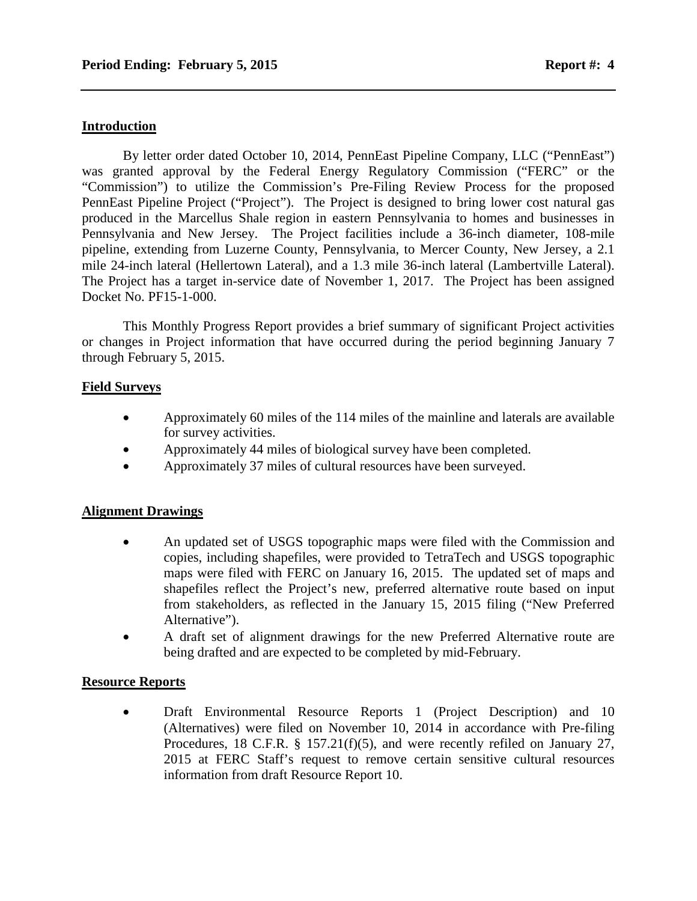**Period Ending: February 5, 2015** **Report #: 4**

## Introduction

By letter order dated October 10, 2014, PennEast Pipeline Company, LLC ("PennEast") was granted approval by the Federal Energy Regulatory Commission ("FERC" or the "Commission") to utilize the Commission's Pre-Filing Review Process for the proposed PennEast Pipeline Project ("Project"). The Project is designed to bring lower cost natural gas produced in the Marcellus Shale region in eastern Pennsylvania to homes and businesses in Pennsylvania and New Jersey. The Project facilities include a 36-inch diameter, 108-mile pipeline, extending from Luzerne County, Pennsylvania, to Mercer County, New Jersey, a 2.1 mile 24-inch lateral (Hellertown Lateral), and a 1.3 mile 36-inch lateral (Lambertville Lateral). The Project has a target in-service date of November 1, 2017. The Project has been assigned Docket No. PF15-1-000.

This Monthly Progress Report provides a brief summary of significant Project activities or changes in Project information that have occurred during the period beginning January 7 through February 5, 2015.

## Field Surveys

- Approximately 60 miles of the 114 miles of the mainline and laterals are available for survey activities.
- Approximately 44 miles of biological survey have been completed.
- Approximately 37 miles of cultural resources have been surveyed.

## Alignment Drawings

- An updated set of USGS topographic maps were filed with the Commission and copies, including shapefiles, were provided to TetraTech and USGS topographic maps were filed with FERC on January 16, 2015. The updated set of maps and shapefiles reflect the Project's new, preferred alternative route based on input from stakeholders, as reflected in the January 15, 2015 filing ("New Preferred Alternative").
- A draft set of alignment drawings for the new Preferred Alternative route are being drafted and are expected to be completed by mid-February.

## Resource Reports

- Draft Environmental Resource Reports 1 (Project Description) and 10 (Alternatives) were filed on November 10, 2014 in accordance with Pre-filing Procedures, 18 C.F.R. § 157.21(f)(5), and were recently refiled on January 27, 2015 at FERC Staff's request to remove certain sensitive cultural resources information from draft Resource Report 10.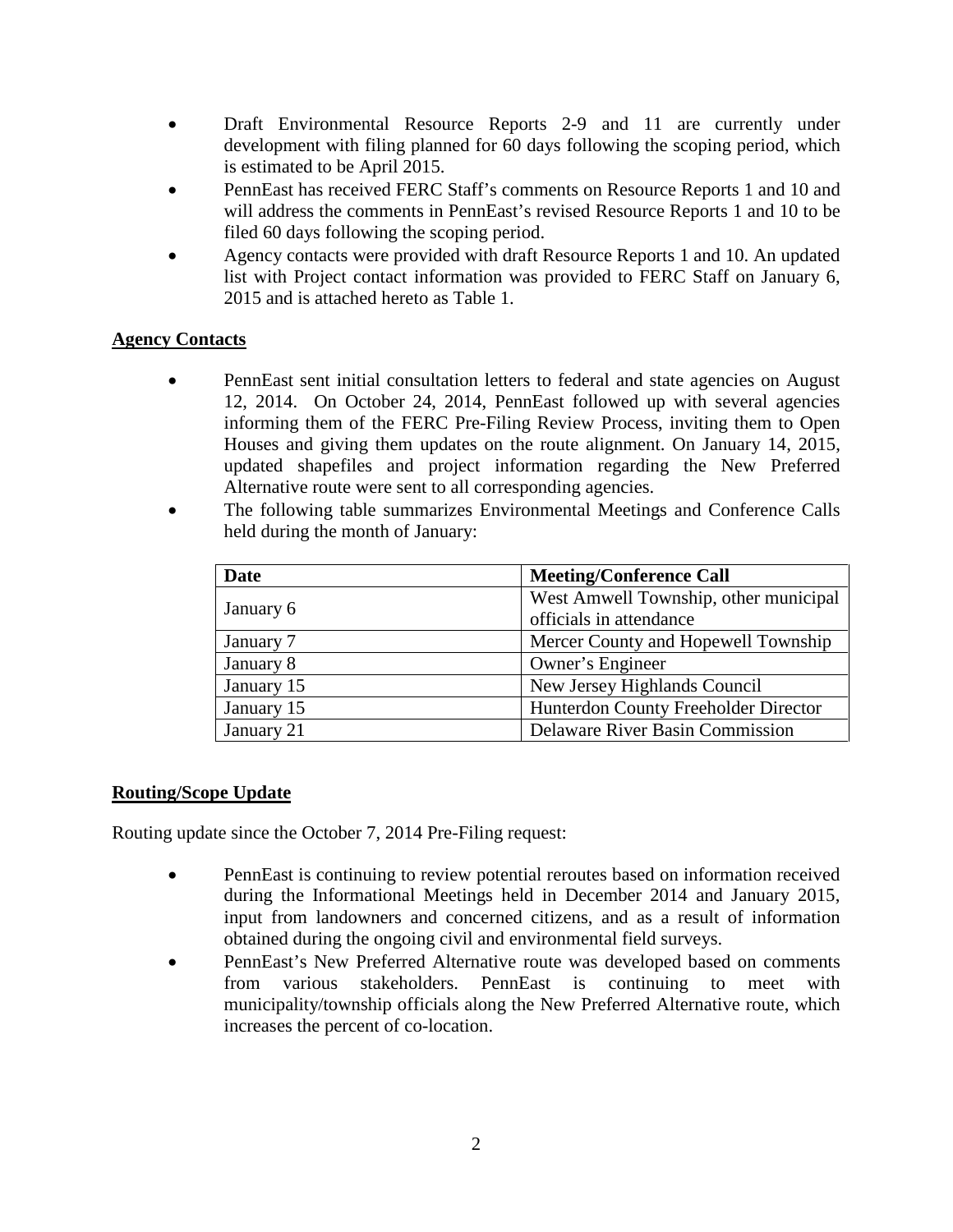- Draft Environmental Resource Reports 2-9 and 11 are currently under development with filing planned for 60 days following the scoping period, which is estimated to be April 2015.
- PennEast has received FERC Staff's comments on Resource Reports 1 and 10 and will address the comments in PennEast's revised Resource Reports 1 and 10 to be filed 60 days following the scoping period.
- Agency contacts were provided with draft Resource Reports 1 and 10. An updated list with Project contact information was provided to FERC Staff on January 6, 2015 and is attached hereto as Table 1.

**Agency Contacts**

- PennEast sent initial consultation letters to federal and state agencies on August 12, 2014. On October 24, 2014, PennEast followed up with several agencies informing them of the FERC Pre-Filing Review Process, inviting them to Open Houses and giving them updates on the route alignment. On January 14, 2015, updated shapefiles and project information regarding the New Preferred Alternative route were sent to all corresponding agencies.
- The following table summarizes Environmental Meetings and Conference Calls held during the month of January:

| Date | Meeting/Conference Call |
|---|---|
| January 6 | West Amwell Township, other municipal officials in attendance |
| January 7 | Mercer County and Hopewell Township |
| January 8 | Owner's Engineer |
| January 15 | New Jersey Highlands Council |
| January 15 | Hunterdon County Freeholder Director |
| January 21 | Delaware River Basin Commission |

**Routing/Scope Update**

Routing update since the October 7, 2014 Pre-Filing request:

- PennEast is continuing to review potential reroutes based on information received during the Informational Meetings held in December 2014 and January 2015, input from landowners and concerned citizens, and as a result of information obtained during the ongoing civil and environmental field surveys.
- PennEast's New Preferred Alternative route was developed based on comments from various stakeholders. PennEast is continuing to meet with municipality/township officials along the New Preferred Alternative route, which increases the percent of co-location.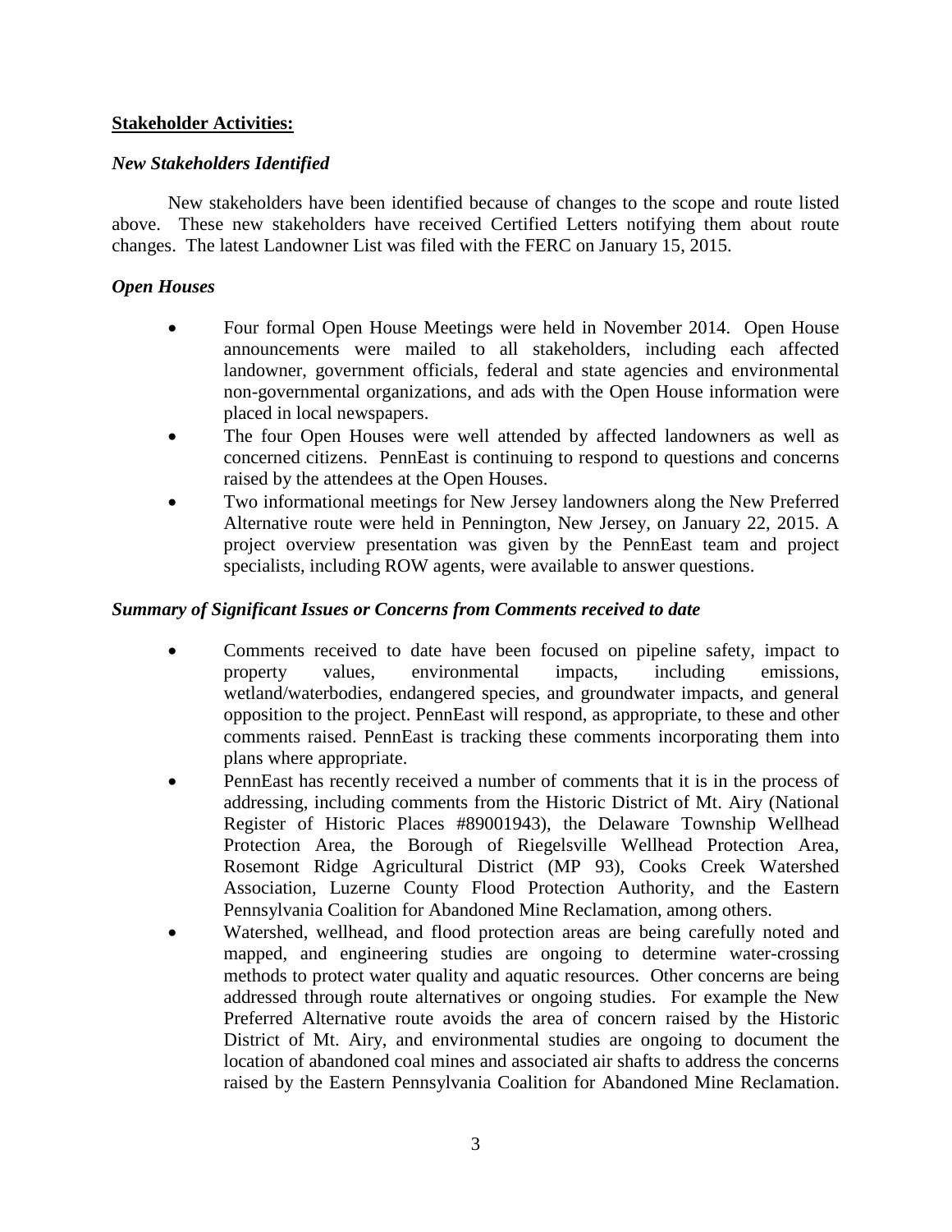**Stakeholder Activities:**

***New Stakeholders Identified***

New stakeholders have been identified because of changes to the scope and route listed above. These new stakeholders have received Certified Letters notifying them about route changes. The latest Landowner List was filed with the FERC on January 15, 2015.

***Open Houses***

- Four formal Open House Meetings were held in November 2014. Open House announcements were mailed to all stakeholders, including each affected landowner, government officials, federal and state agencies and environmental non-governmental organizations, and ads with the Open House information were placed in local newspapers.
- The four Open Houses were well attended by affected landowners as well as concerned citizens. PennEast is continuing to respond to questions and concerns raised by the attendees at the Open Houses.
- Two informational meetings for New Jersey landowners along the New Preferred Alternative route were held in Pennington, New Jersey, on January 22, 2015. A project overview presentation was given by the PennEast team and project specialists, including ROW agents, were available to answer questions.

***Summary of Significant Issues or Concerns from Comments received to date***

- Comments received to date have been focused on pipeline safety, impact to property values, environmental impacts, including emissions, wetland/waterbodies, endangered species, and groundwater impacts, and general opposition to the project. PennEast will respond, as appropriate, to these and other comments raised. PennEast is tracking these comments incorporating them into plans where appropriate.
- PennEast has recently received a number of comments that it is in the process of addressing, including comments from the Historic District of Mt. Airy (National Register of Historic Places #89001943), the Delaware Township Wellhead Protection Area, the Borough of Riegelsville Wellhead Protection Area, Rosemont Ridge Agricultural District (MP 93), Cooks Creek Watershed Association, Luzerne County Flood Protection Authority, and the Eastern Pennsylvania Coalition for Abandoned Mine Reclamation, among others.
- Watershed, wellhead, and flood protection areas are being carefully noted and mapped, and engineering studies are ongoing to determine water-crossing methods to protect water quality and aquatic resources. Other concerns are being addressed through route alternatives or ongoing studies. For example the New Preferred Alternative route avoids the area of concern raised by the Historic District of Mt. Airy, and environmental studies are ongoing to document the location of abandoned coal mines and associated air shafts to address the concerns raised by the Eastern Pennsylvania Coalition for Abandoned Mine Reclamation.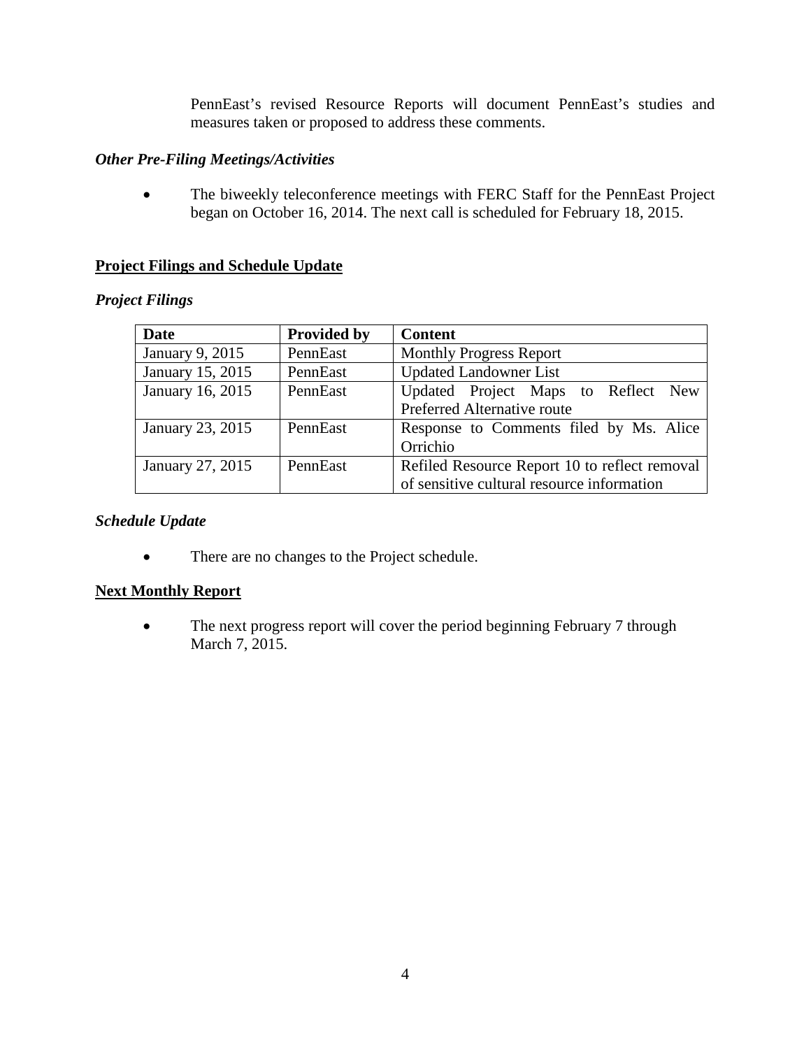PennEast's revised Resource Reports will document PennEast's studies and measures taken or proposed to address these comments.

***Other Pre-Filing Meetings/Activities***

- The biweekly teleconference meetings with FERC Staff for the PennEast Project began on October 16, 2014. The next call is scheduled for February 18, 2015.

**Project Filings and Schedule Update**

***Project Filings***

| Date | Provided by | Content |
|---|---|---|
| January 9, 2015 | PennEast | Monthly Progress Report |
| January 15, 2015 | PennEast | Updated Landowner List |
| January 16, 2015 | PennEast | Updated Project Maps to Reflect New Preferred Alternative route |
| January 23, 2015 | PennEast | Response to Comments filed by Ms. Alice Orrichio |
| January 27, 2015 | PennEast | Refiled Resource Report 10 to reflect removal of sensitive cultural resource information |

***Schedule Update***

- There are no changes to the Project schedule.

**Next Monthly Report**

- The next progress report will cover the period beginning February 7 through March 7, 2015.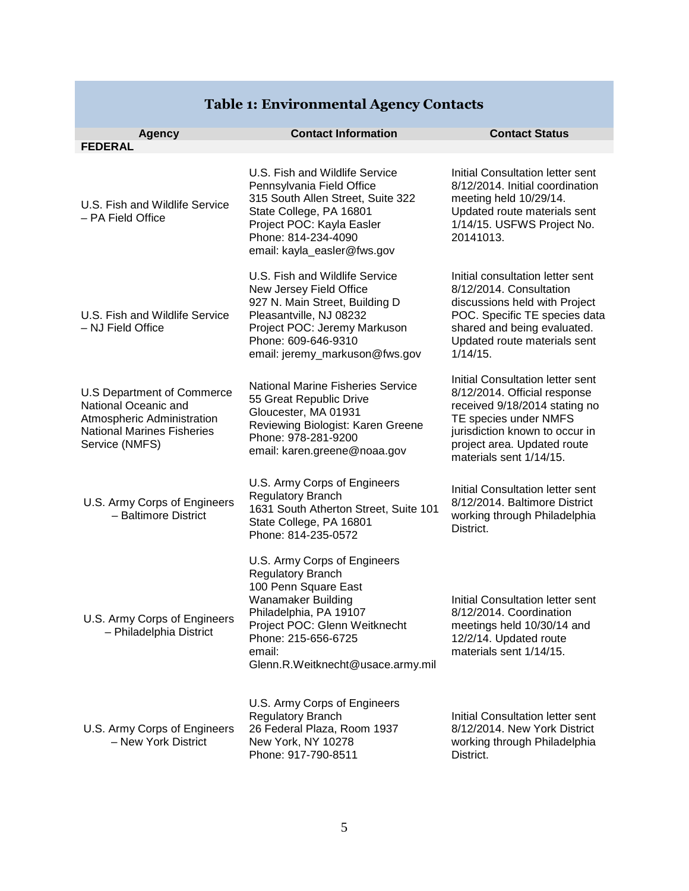# Table 1: Environmental Agency Contacts

| Agency | Contact Information | Contact Status |
| --- | --- | --- |
| **FEDERAL** | | |
| U.S. Fish and Wildlife Service – PA Field Office | U.S. Fish and Wildlife Service<br>Pennsylvania Field Office<br>315 South Allen Street, Suite 322<br>State College, PA 16801<br>Project POC: Kayla Easler<br>Phone: 814-234-4090<br>email: kayla_easler@fws.gov | Initial Consultation letter sent 8/12/2014. Initial coordination meeting held 10/29/14. Updated route materials sent 1/14/15. USFWS Project No. 20141013. |
| U.S. Fish and Wildlife Service – NJ Field Office | U.S. Fish and Wildlife Service<br>New Jersey Field Office<br>927 N. Main Street, Building D<br>Pleasantville, NJ 08232<br>Project POC: Jeremy Markuson<br>Phone: 609-646-9310<br>email: jeremy_markuson@fws.gov | Initial consultation letter sent 8/12/2014. Consultation discussions held with Project POC. Specific TE species data shared and being evaluated. Updated route materials sent 1/14/15. |
| U.S Department of Commerce National Oceanic and Atmospheric Administration National Marines Fisheries Service (NMFS) | National Marine Fisheries Service<br>55 Great Republic Drive<br>Gloucester, MA 01931<br>Reviewing Biologist: Karen Greene<br>Phone: 978-281-9200<br>email: karen.greene@noaa.gov | Initial Consultation letter sent 8/12/2014. Official response received 9/18/2014 stating no TE species under NMFS jurisdiction known to occur in project area. Updated route materials sent 1/14/15. |
| U.S. Army Corps of Engineers – Baltimore District | U.S. Army Corps of Engineers<br>Regulatory Branch<br>1631 South Atherton Street, Suite 101<br>State College, PA 16801<br>Phone: 814-235-0572 | Initial Consultation letter sent 8/12/2014. Baltimore District working through Philadelphia District. |
| U.S. Army Corps of Engineers – Philadelphia District | U.S. Army Corps of Engineers<br>Regulatory Branch<br>100 Penn Square East<br>Wanamaker Building<br>Philadelphia, PA 19107<br>Project POC: Glenn Weitknecht<br>Phone: 215-656-6725<br>email:<br>Glenn.R.Weitknecht@usace.army.mil | Initial Consultation letter sent 8/12/2014. Coordination meetings held 10/30/14 and 12/2/14. Updated route materials sent 1/14/15. |
| U.S. Army Corps of Engineers – New York District | U.S. Army Corps of Engineers<br>Regulatory Branch<br>26 Federal Plaza, Room 1937<br>New York, NY 10278<br>Phone: 917-790-8511 | Initial Consultation letter sent 8/12/2014. New York District working through Philadelphia District. |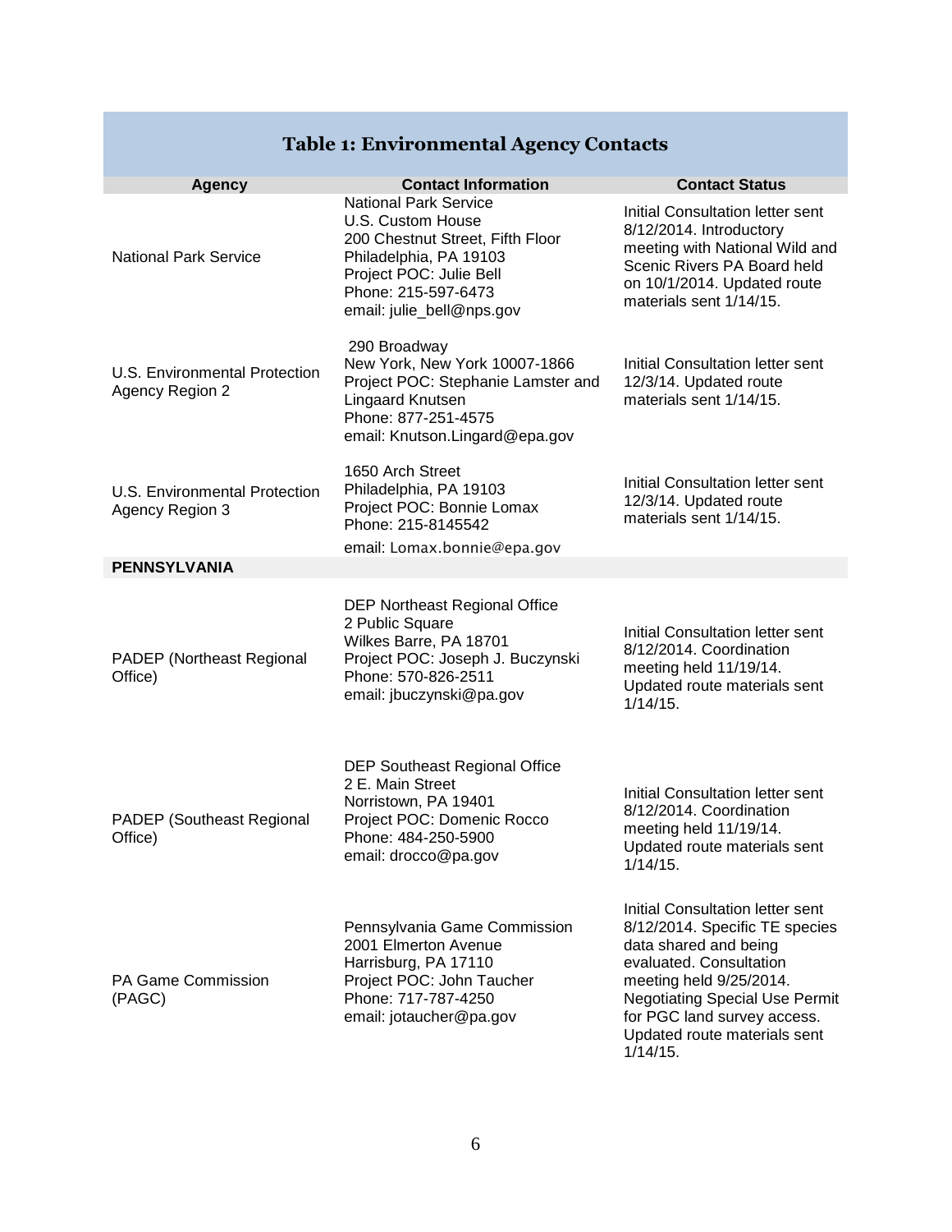# Table 1: Environmental Agency Contacts

| Agency | Contact Information | Contact Status |
|---|---|---|
| National Park Service | National Park Service<br>U.S. Custom House<br>200 Chestnut Street, Fifth Floor<br>Philadelphia, PA 19103<br>Project POC: Julie Bell<br>Phone: 215-597-6473<br>email: julie_bell@nps.gov | Initial Consultation letter sent 8/12/2014. Introductory meeting with National Wild and Scenic Rivers PA Board held on 10/1/2014. Updated route materials sent 1/14/15. |
| U.S. Environmental Protection Agency Region 2 | 290 Broadway<br>New York, New York 10007-1866<br>Project POC: Stephanie Lamster and Lingaard Knutsen<br>Phone: 877-251-4575<br>email: Knutson.Lingard@epa.gov | Initial Consultation letter sent 12/3/14. Updated route materials sent 1/14/15. |
| U.S. Environmental Protection Agency Region 3 | 1650 Arch Street<br>Philadelphia, PA 19103<br>Project POC: Bonnie Lomax<br>Phone: 215-8145542<br>email: Lomax.bonnie@epa.gov | Initial Consultation letter sent 12/3/14. Updated route materials sent 1/14/15. |
| **PENNSYLVANIA** | | |
| PADEP (Northeast Regional Office) | DEP Northeast Regional Office<br>2 Public Square<br>Wilkes Barre, PA 18701<br>Project POC: Joseph J. Buczynski<br>Phone: 570-826-2511<br>email: jbuczynski@pa.gov | Initial Consultation letter sent 8/12/2014. Coordination meeting held 11/19/14. Updated route materials sent 1/14/15. |
| PADEP (Southeast Regional Office) | DEP Southeast Regional Office<br>2 E. Main Street<br>Norristown, PA 19401<br>Project POC: Domenic Rocco<br>Phone: 484-250-5900<br>email: drocco@pa.gov | Initial Consultation letter sent 8/12/2014. Coordination meeting held 11/19/14. Updated route materials sent 1/14/15. |
| PA Game Commission (PAGC) | Pennsylvania Game Commission<br>2001 Elmerton Avenue<br>Harrisburg, PA 17110<br>Project POC: John Taucher<br>Phone: 717-787-4250<br>email: jotaucher@pa.gov | Initial Consultation letter sent 8/12/2014. Specific TE species data shared and being evaluated. Consultation meeting held 9/25/2014. Negotiating Special Use Permit for PGC land survey access. Updated route materials sent 1/14/15. |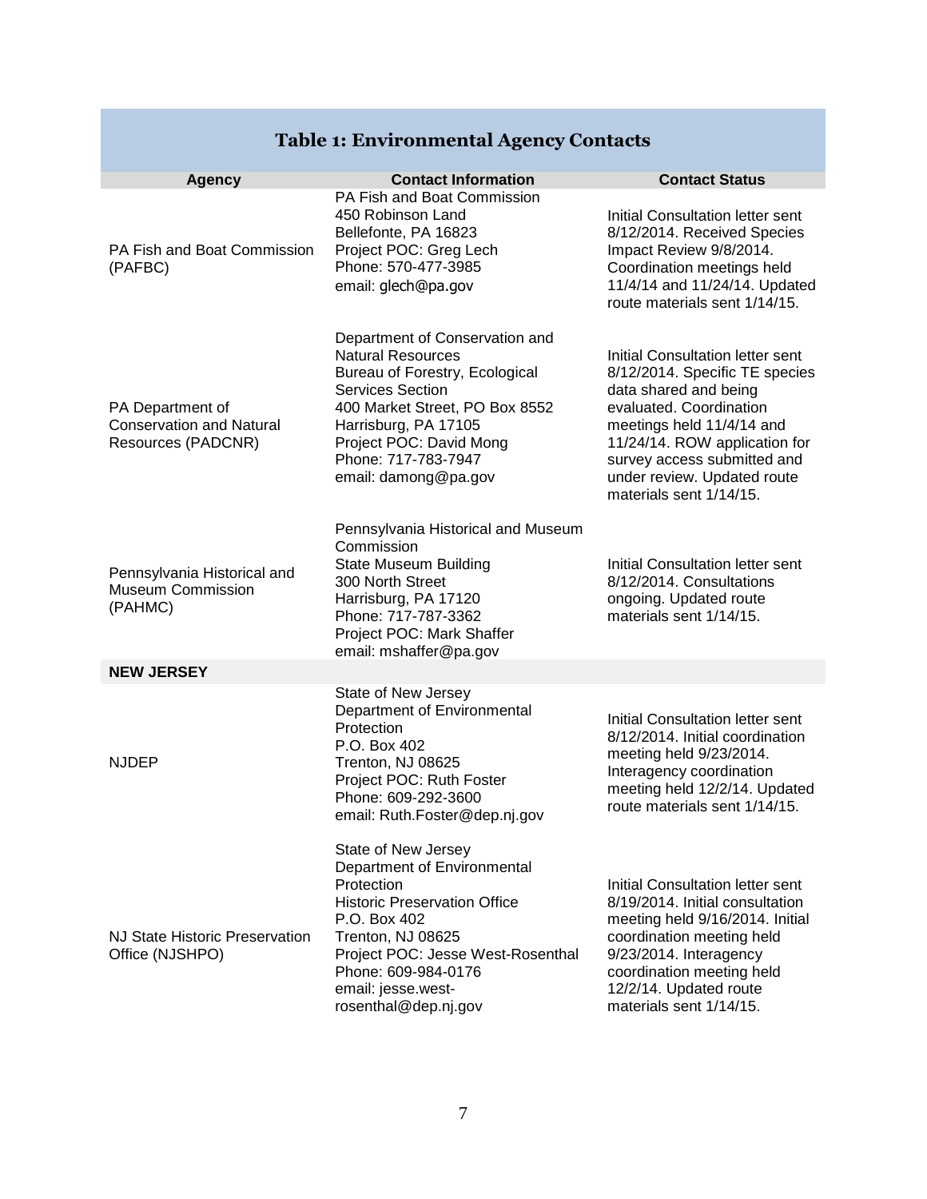## Table 1: Environmental Agency Contacts

| Agency | Contact Information | Contact Status |
|---|---|---|
| PA Fish and Boat Commission (PAFBC) | PA Fish and Boat Commission<br>450 Robinson Land<br>Bellefonte, PA 16823<br>Project POC: Greg Lech<br>Phone: 570-477-3985<br>email: glech@pa.gov | Initial Consultation letter sent 8/12/2014. Received Species Impact Review 9/8/2014. Coordination meetings held 11/4/14 and 11/24/14. Updated route materials sent 1/14/15. |
| PA Department of Conservation and Natural Resources (PADCNR) | Department of Conservation and Natural Resources<br>Bureau of Forestry, Ecological Services Section<br>400 Market Street, PO Box 8552<br>Harrisburg, PA 17105<br>Project POC: David Mong<br>Phone: 717-783-7947<br>email: damong@pa.gov | Initial Consultation letter sent 8/12/2014. Specific TE species data shared and being evaluated. Coordination meetings held 11/4/14 and 11/24/14. ROW application for survey access submitted and under review. Updated route materials sent 1/14/15. |
| Pennsylvania Historical and Museum Commission (PAHMC) | Pennsylvania Historical and Museum Commission<br>State Museum Building<br>300 North Street<br>Harrisburg, PA 17120<br>Phone: 717-787-3362<br>Project POC: Mark Shaffer<br>email: mshaffer@pa.gov | Initial Consultation letter sent 8/12/2014. Consultations ongoing. Updated route materials sent 1/14/15. |
| **NEW JERSEY** | | |
| NJDEP | State of New Jersey<br>Department of Environmental Protection<br>P.O. Box 402<br>Trenton, NJ 08625<br>Project POC: Ruth Foster<br>Phone: 609-292-3600<br>email: Ruth.Foster@dep.nj.gov | Initial Consultation letter sent 8/12/2014. Initial coordination meeting held 9/23/2014. Interagency coordination meeting held 12/2/14. Updated route materials sent 1/14/15. |
| NJ State Historic Preservation Office (NJSHPO) | State of New Jersey<br>Department of Environmental Protection<br>Historic Preservation Office<br>P.O. Box 402<br>Trenton, NJ 08625<br>Project POC: Jesse West-Rosenthal<br>Phone: 609-984-0176<br>email: jesse.west-rosenthal@dep.nj.gov | Initial Consultation letter sent 8/19/2014. Initial consultation meeting held 9/16/2014. Initial coordination meeting held 9/23/2014. Interagency coordination meeting held 12/2/14. Updated route materials sent 1/14/15. |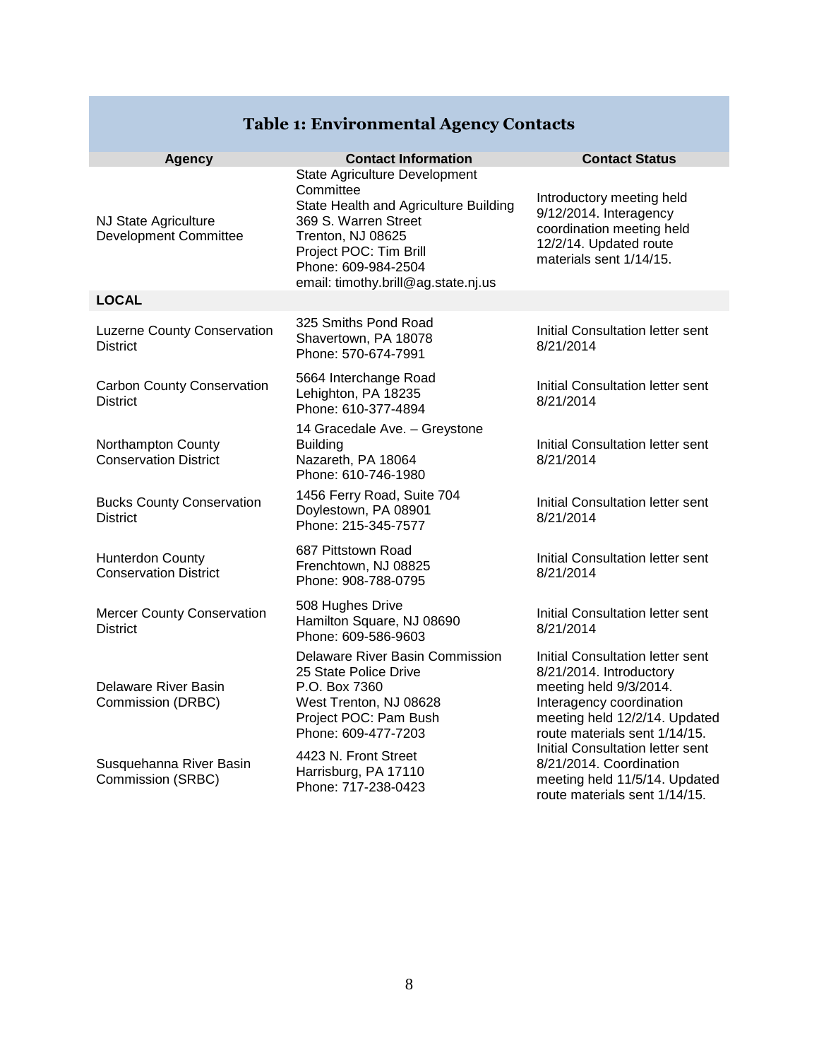| Table 1: Environmental Agency Contacts | | |
|---|---|---|
| **Agency** | **Contact Information** | **Contact Status** |
| NJ State Agriculture Development Committee | State Agriculture Development Committee<br>State Health and Agriculture Building<br>369 S. Warren Street<br>Trenton, NJ 08625<br>Project POC: Tim Brill<br>Phone: 609-984-2504<br>email: timothy.brill@ag.state.nj.us | Introductory meeting held 9/12/2014. Interagency coordination meeting held 12/2/14. Updated route materials sent 1/14/15. |
| **LOCAL** | | |
| Luzerne County Conservation District | 325 Smiths Pond Road<br>Shavertown, PA 18078<br>Phone: 570-674-7991 | Initial Consultation letter sent 8/21/2014 |
| Carbon County Conservation District | 5664 Interchange Road<br>Lehighton, PA 18235<br>Phone: 610-377-4894 | Initial Consultation letter sent 8/21/2014 |
| Northampton County Conservation District | 14 Gracedale Ave. – Greystone Building<br>Nazareth, PA 18064<br>Phone: 610-746-1980 | Initial Consultation letter sent 8/21/2014 |
| Bucks County Conservation District | 1456 Ferry Road, Suite 704<br>Doylestown, PA 08901<br>Phone: 215-345-7577 | Initial Consultation letter sent 8/21/2014 |
| Hunterdon County Conservation District | 687 Pittstown Road<br>Frenchtown, NJ 08825<br>Phone: 908-788-0795 | Initial Consultation letter sent 8/21/2014 |
| Mercer County Conservation District | 508 Hughes Drive<br>Hamilton Square, NJ 08690<br>Phone: 609-586-9603 | Initial Consultation letter sent 8/21/2014 |
| Delaware River Basin Commission (DRBC) | Delaware River Basin Commission<br>25 State Police Drive<br>P.O. Box 7360<br>West Trenton, NJ 08628<br>Project POC: Pam Bush<br>Phone: 609-477-7203 | Initial Consultation letter sent 8/21/2014. Introductory meeting held 9/3/2014. Interagency coordination meeting held 12/2/14. Updated route materials sent 1/14/15. |
| Susquehanna River Basin Commission (SRBC) | 4423 N. Front Street<br>Harrisburg, PA 17110<br>Phone: 717-238-0423 | Initial Consultation letter sent 8/21/2014. Coordination meeting held 11/5/14. Updated route materials sent 1/14/15. |